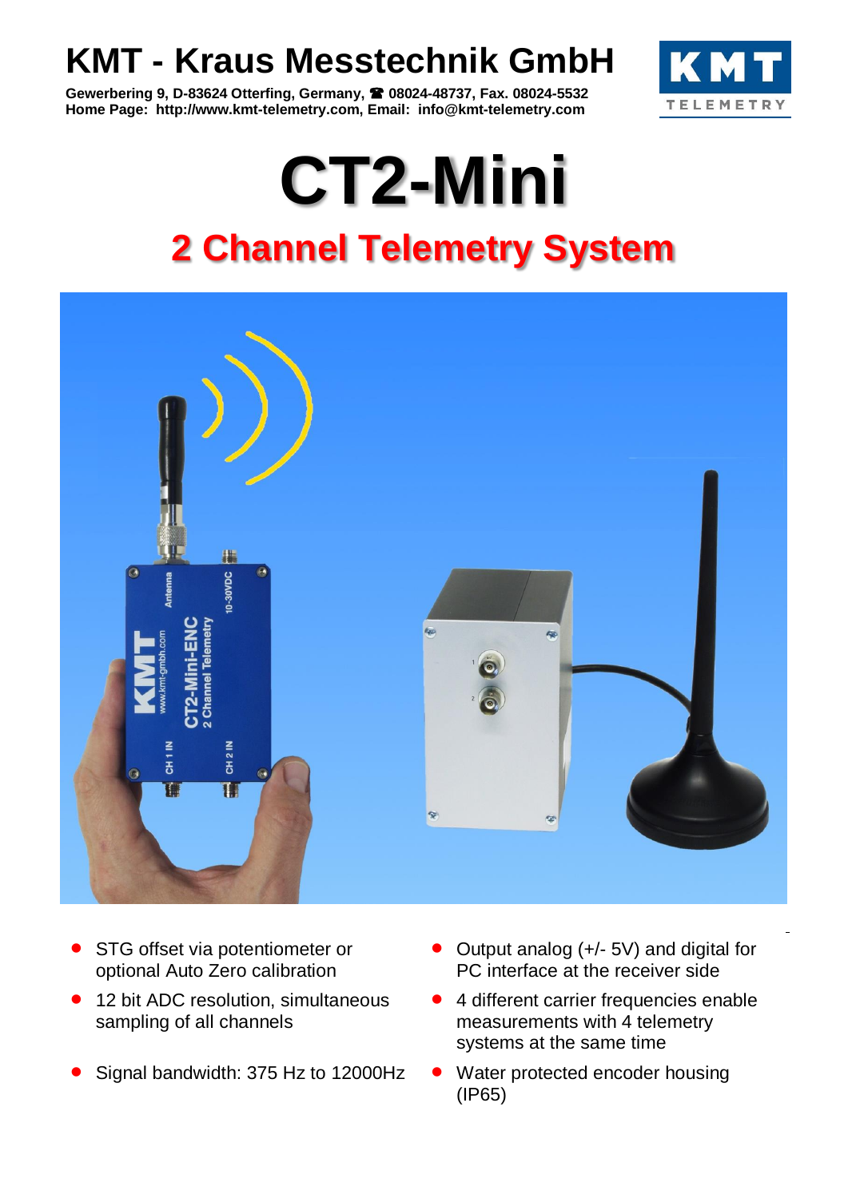# KMT - Kraus Messtechnik GmbH

**Gewerbering 9, D-83624 Otterfing, Germany, ☎ 08024-48737, Fax. 08024-5532**
**Home Page: http://www.kmt-telemetry.com, Email: info@kmt-telemetry.com**

# CT2-Mini

## 2 Channel Telemetry System

- STG offset via potentiometer or optional Auto Zero calibration
- 12 bit ADC resolution, simultaneous sampling of all channels
- Signal bandwidth: 375 Hz to 12000Hz
- Output analog (+/- 5V) and digital for PC interface at the receiver side
- 4 different carrier frequencies enable measurements with 4 telemetry systems at the same time
- Water protected encoder housing (IP65)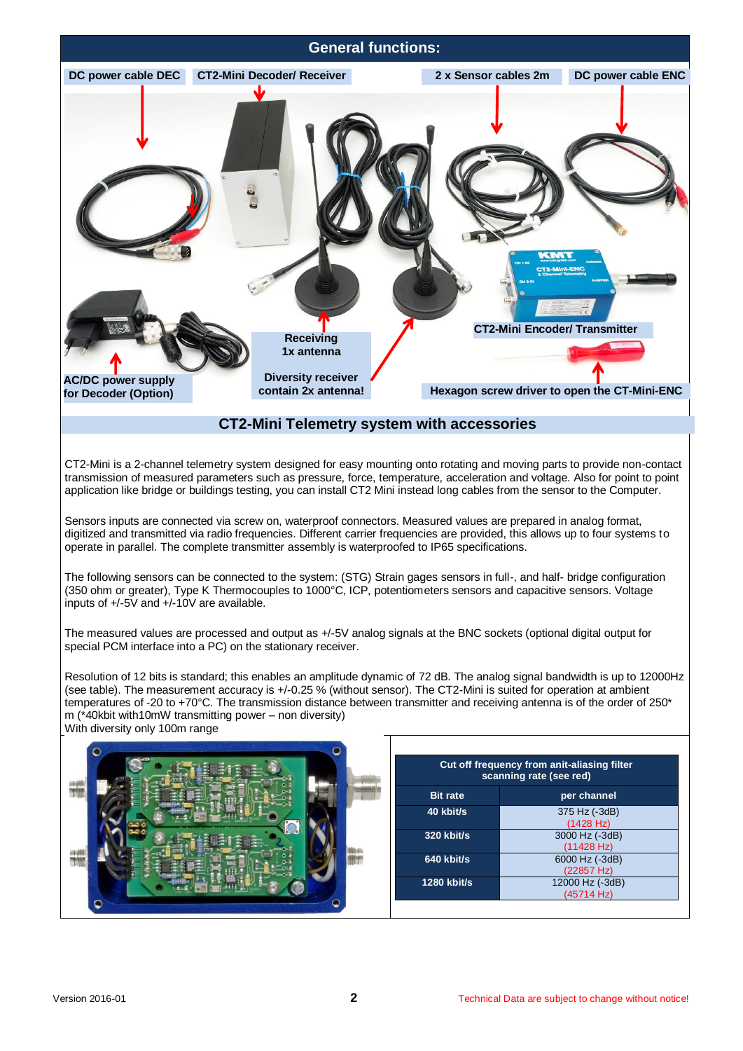## General functions:

DC power cable DEC

CT2-Mini Decoder/ Receiver

2 x Sensor cables 2m

DC power cable ENC

Receiving 1x antenna

Diversity receiver contain 2x antenna!

CT2-Mini Encoder/ Transmitter

AC/DC power supply for Decoder (Option)

Hexagon screw driver to open the CT-Mini-ENC

### CT2-Mini Telemetry system with accessories

CT2-Mini is a 2-channel telemetry system designed for easy mounting onto rotating and moving parts to provide non-contact transmission of measured parameters such as pressure, force, temperature, acceleration and voltage. Also for point to point application like bridge or buildings testing, you can install CT2 Mini instead long cables from the sensor to the Computer.

Sensors inputs are connected via screw on, waterproof connectors. Measured values are prepared in analog format, digitized and transmitted via radio frequencies. Different carrier frequencies are provided, this allows up to four systems to operate in parallel. The complete transmitter assembly is waterproofed to IP65 specifications.

The following sensors can be connected to the system: (STG) Strain gages sensors in full-, and half- bridge configuration (350 ohm or greater), Type K Thermocouples to 1000°C, ICP, potentiometers sensors and capacitive sensors. Voltage inputs of +/-5V and +/-10V are available.

The measured values are processed and output as +/-5V analog signals at the BNC sockets (optional digital output for special PCM interface into a PC) on the stationary receiver.

Resolution of 12 bits is standard; this enables an amplitude dynamic of 72 dB. The analog signal bandwidth is up to 12000Hz (see table). The measurement accuracy is +/-0.25 % (without sensor). The CT2-Mini is suited for operation at ambient temperatures of -20 to +70°C. The transmission distance between transmitter and receiving antenna is of the order of 250* m (*40kbit with10mW transmitting power – non diversity)
With diversity only 100m range

| Cut off frequency from anit-aliasing filter scanning rate (see red) | |
|---|---|
| **Bit rate** | **per channel** |
| **40 kbit/s** | 375 Hz (-3dB) (1428 Hz) |
| **320 kbit/s** | 3000 Hz (-3dB) (11428 Hz) |
| **640 kbit/s** | 6000 Hz (-3dB) (22857 Hz) |
| **1280 kbit/s** | 12000 Hz (-3dB) (45714 Hz) |

Version 2016-01

Technical Data are subject to change without notice!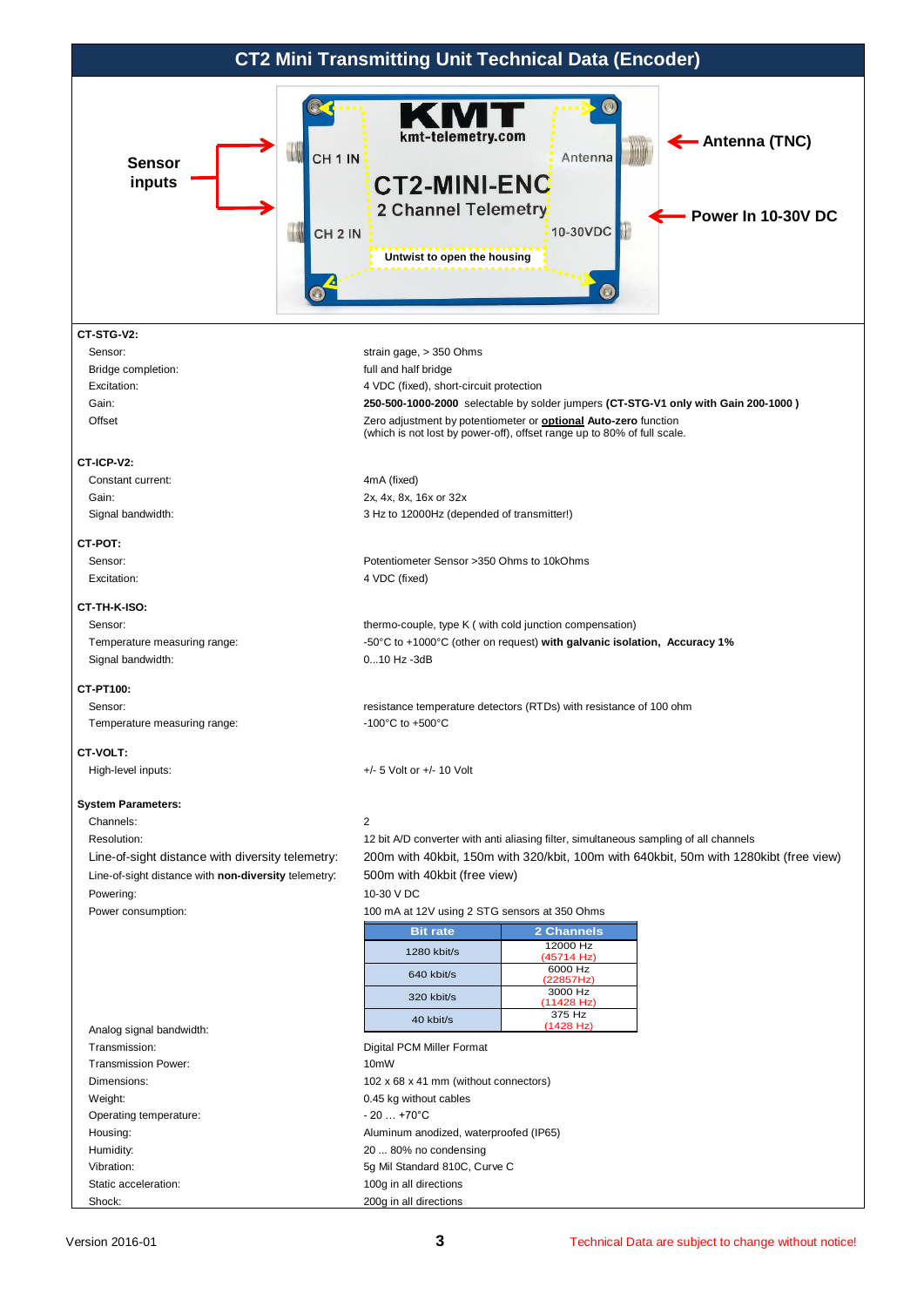# CT2 Mini Transmitting Unit Technical Data (Encoder)

Sensor inputs

Antenna (TNC)

Power In 10-30V DC

KMT kmt-telemetry.com

CH 1 IN

CH 2 IN

Antenna

10-30VDC

CT2-MINI-ENC

2 Channel Telemetry

Untwist to open the housing

**CT-STG-V2:**

| | |
|---|---|
| Sensor: | strain gage, > 350 Ohms |
| Bridge completion: | full and half bridge |
| Excitation: | 4 VDC (fixed), short-circuit protection |
| Gain: | **250-500-1000-2000** selectable by solder jumpers **(CT-STG-V1 only with Gain 200-1000 )** |
| Offset | Zero adjustment by potentiometer or **optional** **Auto-zero** function (which is not lost by power-off), offset range up to 80% of full scale. |

**CT-ICP-V2:**

| | |
|---|---|
| Constant current: | 4mA (fixed) |
| Gain: | 2x, 4x, 8x, 16x or 32x |
| Signal bandwidth: | 3 Hz to 12000Hz (depended of transmitter!) |

**CT-POT:**

| | |
|---|---|
| Sensor: | Potentiometer Sensor >350 Ohms to 10kOhms |
| Excitation: | 4 VDC (fixed) |

**CT-TH-K-ISO:**

| | |
|---|---|
| Sensor: | thermo-couple, type K ( with cold junction compensation) |
| Temperature measuring range: | -50°C to +1000°C (other on request) **with galvanic isolation, Accuracy 1%** |
| Signal bandwidth: | 0...10 Hz -3dB |

**CT-PT100:**

| | |
|---|---|
| Sensor: | resistance temperature detectors (RTDs) with resistance of 100 ohm |
| Temperature measuring range: | -100°C to +500°C |

**CT-VOLT:**

| | |
|---|---|
| High-level inputs: | +/- 5 Volt or +/- 10 Volt |

**System Parameters:**

| | |
|---|---|
| Channels: | 2 |
| Resolution: | 12 bit A/D converter with anti aliasing filter, simultaneous sampling of all channels |
| Line-of-sight distance with diversity telemetry: | 200m with 40kbit, 150m with 320/kbit, 100m with 640kbit, 50m with 1280kibt (free view) |
| Line-of-sight distance with **non-diversity** telemetry: | 500m with 40kbit (free view) |
| Powering: | 10-30 V DC |
| Power consumption: | 100 mA at 12V using 2 STG sensors at 350 Ohms |

Analog signal bandwidth:

| Bit rate | 2 Channels |
|---|---|
| 1280 kbit/s | 12000 Hz (45714 Hz) |
| 640 kbit/s | 6000 Hz (22857Hz) |
| 320 kbit/s | 3000 Hz (11428 Hz) |
| 40 kbit/s | 375 Hz (1428 Hz) |

| | |
|---|---|
| Transmission: | Digital PCM Miller Format |
| Transmission Power: | 10mW |
| Dimensions: | 102 x 68 x 41 mm (without connectors) |
| Weight: | 0.45 kg without cables |
| Operating temperature: | - 20 … +70°C |
| Housing: | Aluminum anodized, waterproofed (IP65) |
| Humidity: | 20 ... 80% no condensing |
| Vibration: | 5g Mil Standard 810C, Curve C |
| Static acceleration: | 100g in all directions |
| Shock: | 200g in all directions |

Version 2016-01

Technical Data are subject to change without notice!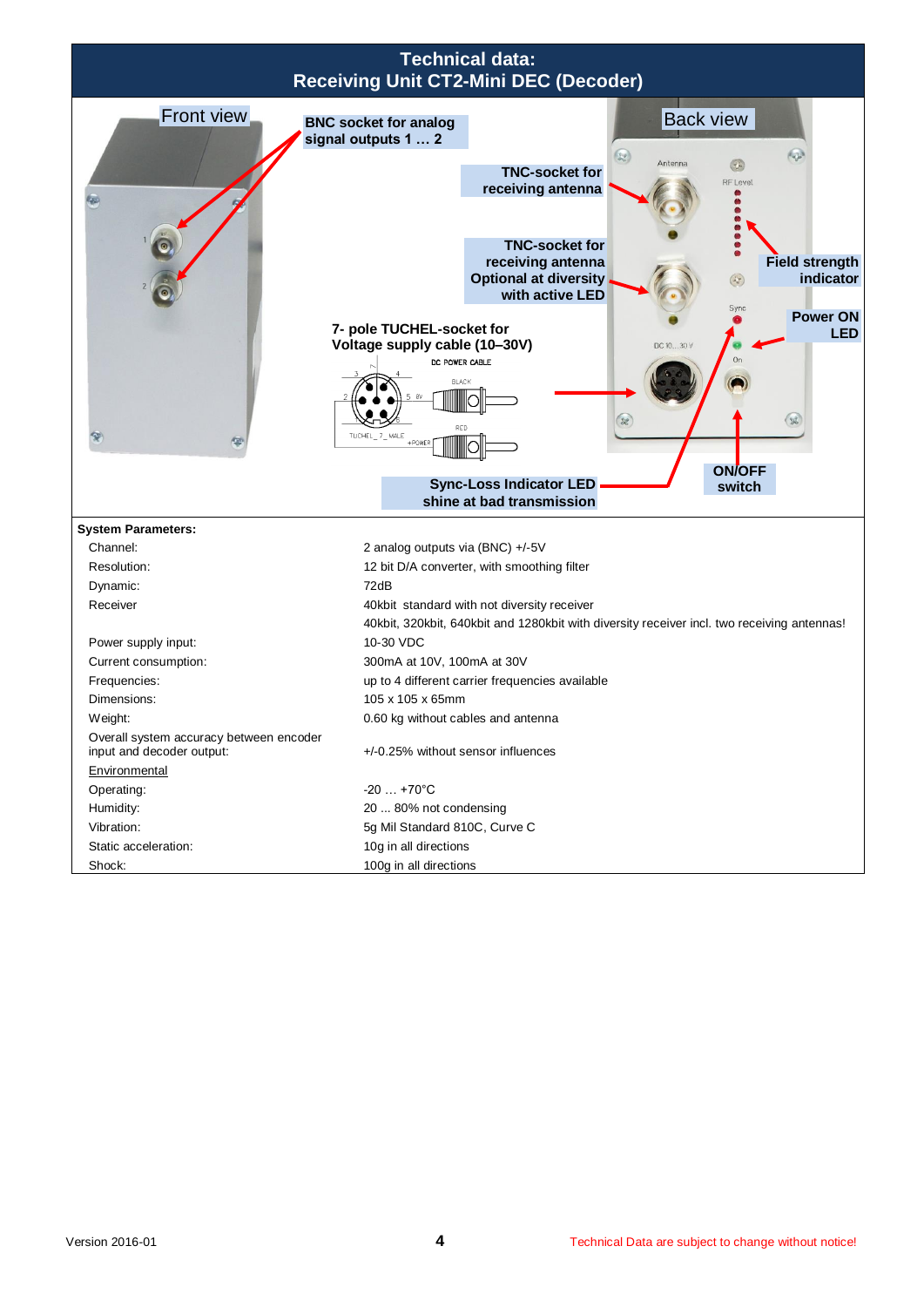# Technical data:
# Receiving Unit CT2-Mini DEC (Decoder)

Front view

BNC socket for analog signal outputs 1 … 2

Back view

TNC-socket for receiving antenna

TNC-socket for receiving antenna Optional at diversity with active LED

Field strength indicator

Power ON LED

7- pole TUCHEL-socket for Voltage supply cable (10–30V)

DC POWER CABLE

BLACK

RED

+POWER

TUCHEL_7_MALE

Antenna

RF Level

Sync

DC 10…30 V

On

Sync-Loss Indicator LED shine at bad transmission

ON/OFF switch

**System Parameters:**

| | |
|---|---|
| Channel: | 2 analog outputs via (BNC) +/-5V |
| Resolution: | 12 bit D/A converter, with smoothing filter |
| Dynamic: | 72dB |
| Receiver | 40kbit standard with not diversity receiver |
| | 40kbit, 320kbit, 640kbit and 1280kbit with diversity receiver incl. two receiving antennas! |
| Power supply input: | 10-30 VDC |
| Current consumption: | 300mA at 10V, 100mA at 30V |
| Frequencies: | up to 4 different carrier frequencies available |
| Dimensions: | 105 x 105 x 65mm |
| Weight: | 0.60 kg without cables and antenna |
| Overall system accuracy between encoder input and decoder output: | +/-0.25% without sensor influences |
| Environmental | |
| Operating: | -20 … +70°C |
| Humidity: | 20 ... 80% not condensing |
| Vibration: | 5g Mil Standard 810C, Curve C |
| Static acceleration: | 10g in all directions |
| Shock: | 100g in all directions |

Version 2016-01

Technical Data are subject to change without notice!